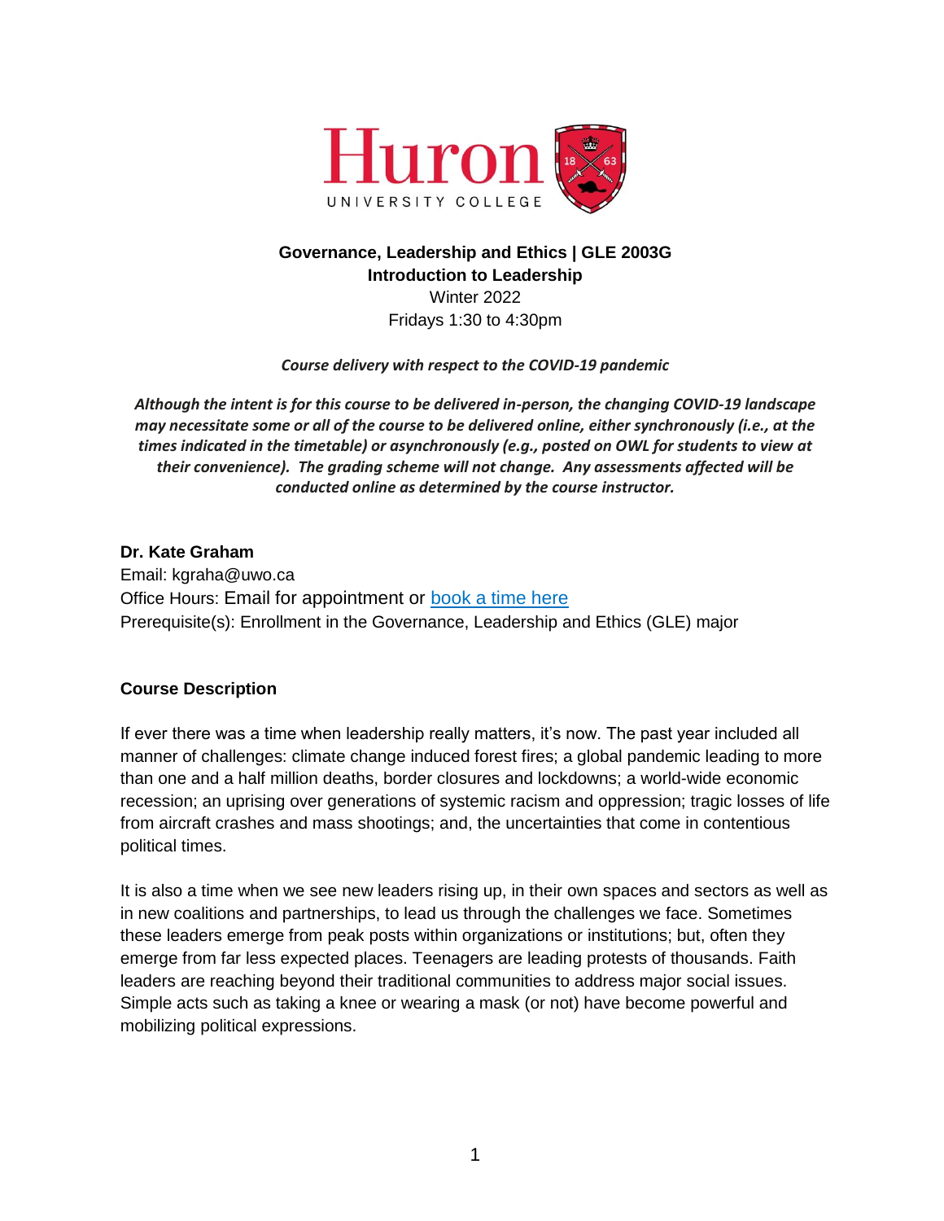# Governance, Leadership and Ethics | GLE 2003G

## Introduction to Leadership

Winter 2022

Fridays 1:30 to 4:30pm

***Course delivery with respect to the COVID-19 pandemic***

***Although the intent is for this course to be delivered in-person, the changing COVID-19 landscape may necessitate some or all of the course to be delivered online, either synchronously (i.e., at the times indicated in the timetable) or asynchronously (e.g., posted on OWL for students to view at their convenience). The grading scheme will not change. Any assessments affected will be conducted online as determined by the course instructor.***

**Dr. Kate Graham**

Email: kgraha@uwo.ca

Office Hours: Email for appointment or [book a time here]

Prerequisite(s): Enrollment in the Governance, Leadership and Ethics (GLE) major

### Course Description

If ever there was a time when leadership really matters, it's now. The past year included all manner of challenges: climate change induced forest fires; a global pandemic leading to more than one and a half million deaths, border closures and lockdowns; a world-wide economic recession; an uprising over generations of systemic racism and oppression; tragic losses of life from aircraft crashes and mass shootings; and, the uncertainties that come in contentious political times.

It is also a time when we see new leaders rising up, in their own spaces and sectors as well as in new coalitions and partnerships, to lead us through the challenges we face. Sometimes these leaders emerge from peak posts within organizations or institutions; but, often they emerge from far less expected places. Teenagers are leading protests of thousands. Faith leaders are reaching beyond their traditional communities to address major social issues. Simple acts such as taking a knee or wearing a mask (or not) have become powerful and mobilizing political expressions.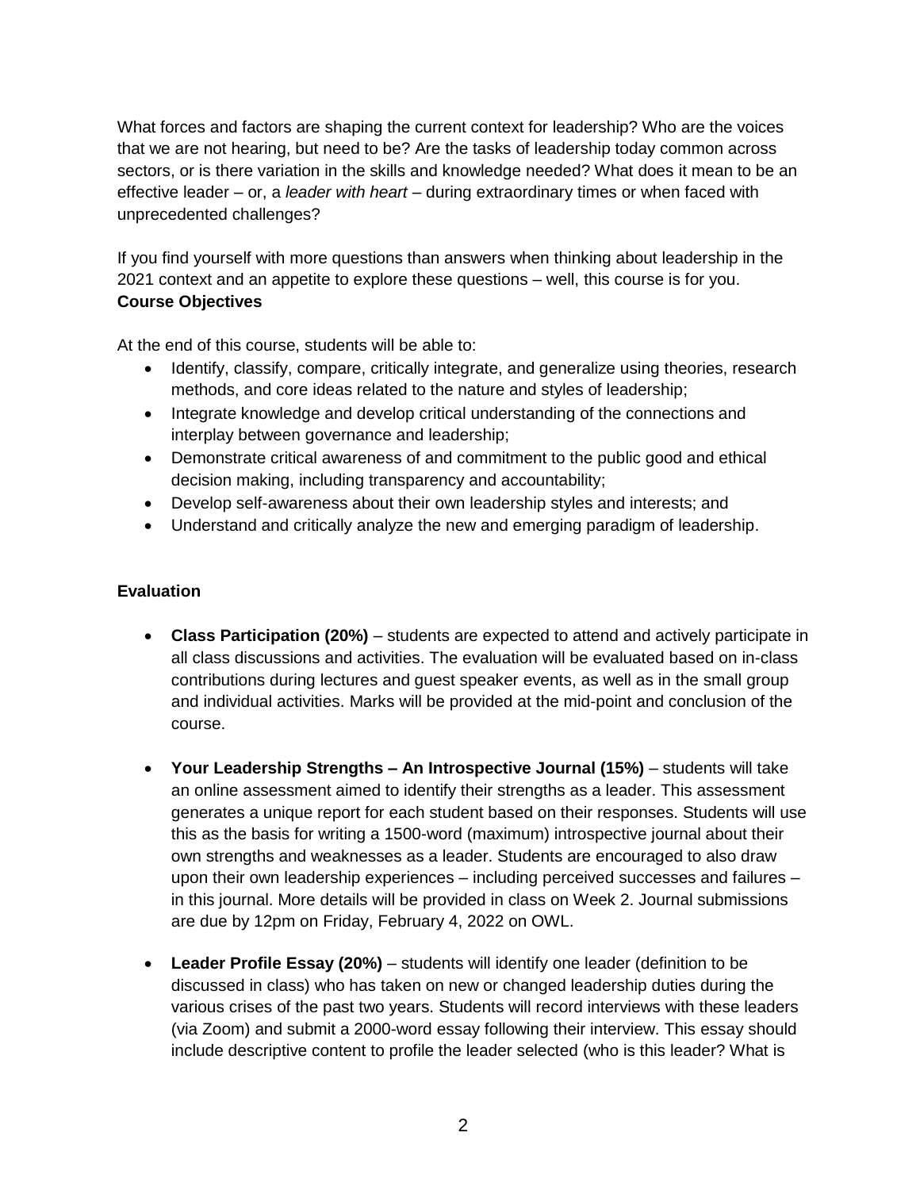What forces and factors are shaping the current context for leadership? Who are the voices that we are not hearing, but need to be? Are the tasks of leadership today common across sectors, or is there variation in the skills and knowledge needed? What does it mean to be an effective leader – or, a *leader with heart* – during extraordinary times or when faced with unprecedented challenges?

If you find yourself with more questions than answers when thinking about leadership in the 2021 context and an appetite to explore these questions – well, this course is for you.

**Course Objectives**

At the end of this course, students will be able to:

- Identify, classify, compare, critically integrate, and generalize using theories, research methods, and core ideas related to the nature and styles of leadership;
- Integrate knowledge and develop critical understanding of the connections and interplay between governance and leadership;
- Demonstrate critical awareness of and commitment to the public good and ethical decision making, including transparency and accountability;
- Develop self-awareness about their own leadership styles and interests; and
- Understand and critically analyze the new and emerging paradigm of leadership.

**Evaluation**

- **Class Participation (20%)** – students are expected to attend and actively participate in all class discussions and activities. The evaluation will be evaluated based on in-class contributions during lectures and guest speaker events, as well as in the small group and individual activities. Marks will be provided at the mid-point and conclusion of the course.

- **Your Leadership Strengths – An Introspective Journal (15%)** – students will take an online assessment aimed to identify their strengths as a leader. This assessment generates a unique report for each student based on their responses. Students will use this as the basis for writing a 1500-word (maximum) introspective journal about their own strengths and weaknesses as a leader. Students are encouraged to also draw upon their own leadership experiences – including perceived successes and failures – in this journal. More details will be provided in class on Week 2. Journal submissions are due by 12pm on Friday, February 4, 2022 on OWL.

- **Leader Profile Essay (20%)** – students will identify one leader (definition to be discussed in class) who has taken on new or changed leadership duties during the various crises of the past two years. Students will record interviews with these leaders (via Zoom) and submit a 2000-word essay following their interview. This essay should include descriptive content to profile the leader selected (who is this leader? What is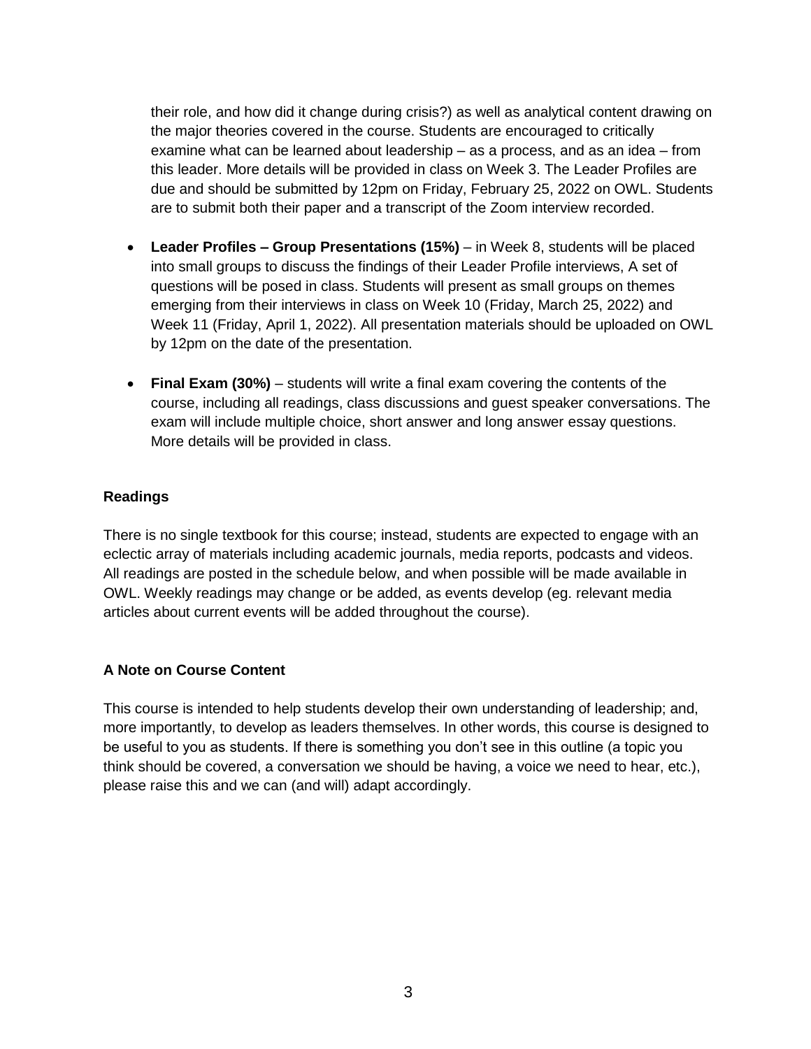their role, and how did it change during crisis?) as well as analytical content drawing on the major theories covered in the course. Students are encouraged to critically examine what can be learned about leadership – as a process, and as an idea – from this leader. More details will be provided in class on Week 3. The Leader Profiles are due and should be submitted by 12pm on Friday, February 25, 2022 on OWL. Students are to submit both their paper and a transcript of the Zoom interview recorded.

- **Leader Profiles – Group Presentations (15%)** – in Week 8, students will be placed into small groups to discuss the findings of their Leader Profile interviews, A set of questions will be posed in class. Students will present as small groups on themes emerging from their interviews in class on Week 10 (Friday, March 25, 2022) and Week 11 (Friday, April 1, 2022). All presentation materials should be uploaded on OWL by 12pm on the date of the presentation.

- **Final Exam (30%)** – students will write a final exam covering the contents of the course, including all readings, class discussions and guest speaker conversations. The exam will include multiple choice, short answer and long answer essay questions. More details will be provided in class.

### Readings

There is no single textbook for this course; instead, students are expected to engage with an eclectic array of materials including academic journals, media reports, podcasts and videos. All readings are posted in the schedule below, and when possible will be made available in OWL. Weekly readings may change or be added, as events develop (eg. relevant media articles about current events will be added throughout the course).

### A Note on Course Content

This course is intended to help students develop their own understanding of leadership; and, more importantly, to develop as leaders themselves. In other words, this course is designed to be useful to you as students. If there is something you don't see in this outline (a topic you think should be covered, a conversation we should be having, a voice we need to hear, etc.), please raise this and we can (and will) adapt accordingly.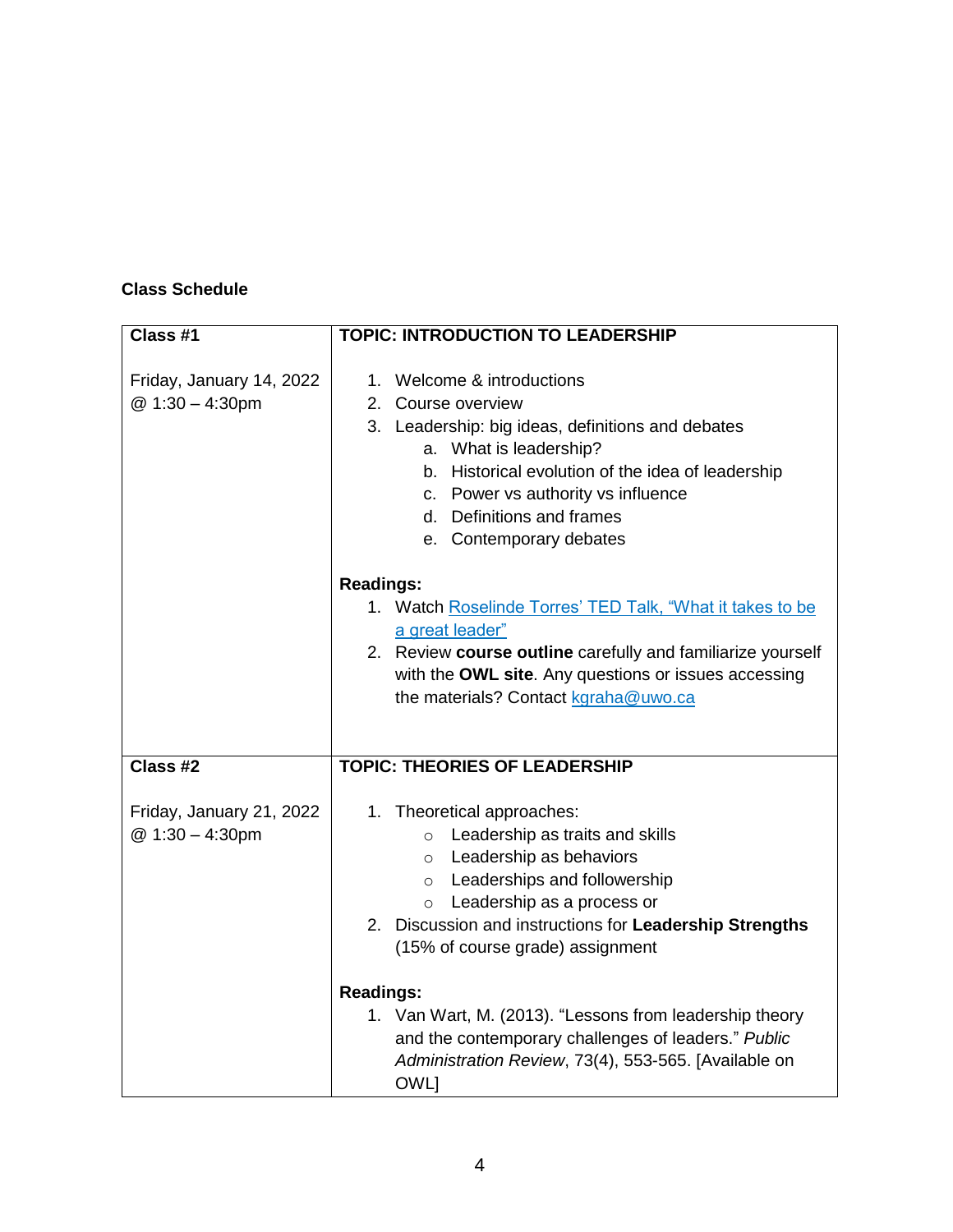**Class Schedule**

| Class #1<br><br>Friday, January 14, 2022<br>@ 1:30 – 4:30pm | **TOPIC: INTRODUCTION TO LEADERSHIP**<br><br>1. Welcome & introductions<br>2. Course overview<br>3. Leadership: big ideas, definitions and debates<br>&nbsp;&nbsp;&nbsp;&nbsp;a. What is leadership?<br>&nbsp;&nbsp;&nbsp;&nbsp;b. Historical evolution of the idea of leadership<br>&nbsp;&nbsp;&nbsp;&nbsp;c. Power vs authority vs influence<br>&nbsp;&nbsp;&nbsp;&nbsp;d. Definitions and frames<br>&nbsp;&nbsp;&nbsp;&nbsp;e. Contemporary debates<br><br>**Readings:**<br>1. Watch Roselinde Torres' TED Talk, "What it takes to be a great leader"<br>2. Review **course outline** carefully and familiarize yourself with the **OWL site**. Any questions or issues accessing the materials? Contact kgraha@uwo.ca |
|---|---|
| **Class #2**<br><br>Friday, January 21, 2022<br>@ 1:30 – 4:30pm | **TOPIC: THEORIES OF LEADERSHIP**<br><br>1. Theoretical approaches:<br>&nbsp;&nbsp;&nbsp;&nbsp;○ Leadership as traits and skills<br>&nbsp;&nbsp;&nbsp;&nbsp;○ Leadership as behaviors<br>&nbsp;&nbsp;&nbsp;&nbsp;○ Leaderships and followership<br>&nbsp;&nbsp;&nbsp;&nbsp;○ Leadership as a process or<br>2. Discussion and instructions for **Leadership Strengths** (15% of course grade) assignment<br><br>**Readings:**<br>1. Van Wart, M. (2013). "Lessons from leadership theory and the contemporary challenges of leaders." *Public Administration Review*, 73(4), 553-565. [Available on OWL] |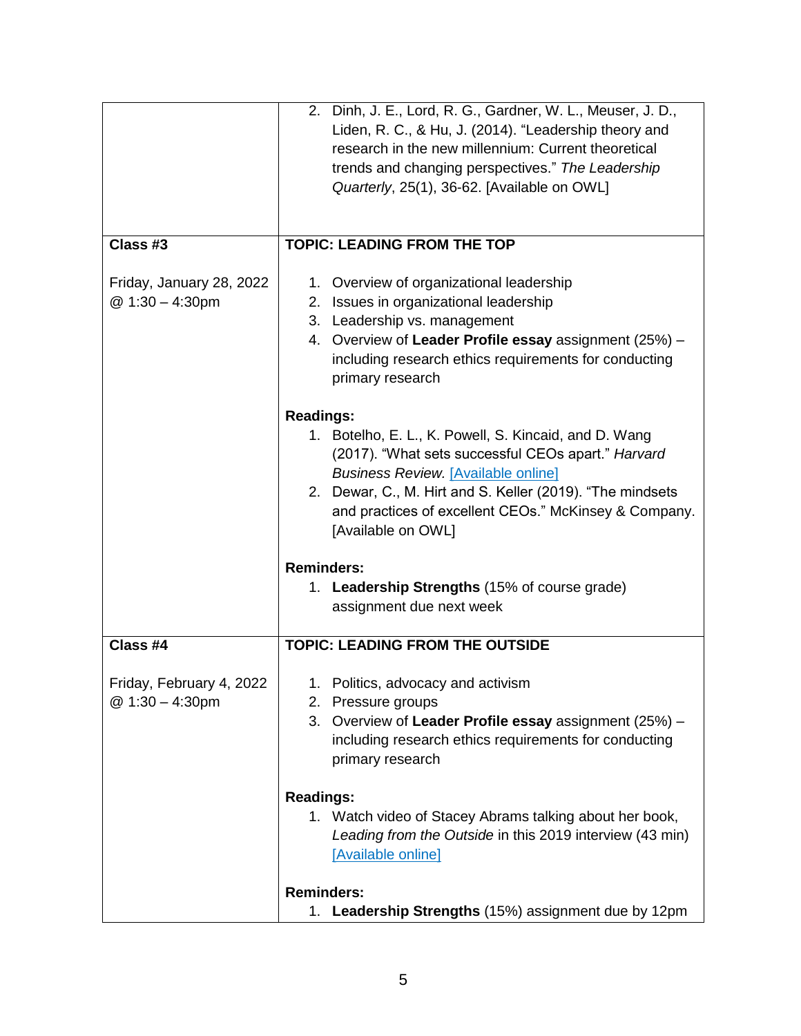| | |
|---|---|
| | 2. Dinh, J. E., Lord, R. G., Gardner, W. L., Meuser, J. D., Liden, R. C., & Hu, J. (2014). "Leadership theory and research in the new millennium: Current theoretical trends and changing perspectives." *The Leadership Quarterly*, 25(1), 36-62. [Available on OWL] |
| **Class #3**<br><br>Friday, January 28, 2022 @ 1:30 – 4:30pm | **TOPIC: LEADING FROM THE TOP**<br><br>1. Overview of organizational leadership<br>2. Issues in organizational leadership<br>3. Leadership vs. management<br>4. Overview of **Leader Profile essay** assignment (25%) – including research ethics requirements for conducting primary research<br><br>**Readings:**<br>1. Botelho, E. L., K. Powell, S. Kincaid, and D. Wang (2017). "What sets successful CEOs apart." *Harvard Business Review.* [Available online]<br>2. Dewar, C., M. Hirt and S. Keller (2019). "The mindsets and practices of excellent CEOs." McKinsey & Company. [Available on OWL]<br><br>**Reminders:**<br>1. **Leadership Strengths** (15% of course grade) assignment due next week |
| **Class #4**<br><br>Friday, February 4, 2022 @ 1:30 – 4:30pm | **TOPIC: LEADING FROM THE OUTSIDE**<br><br>1. Politics, advocacy and activism<br>2. Pressure groups<br>3. Overview of **Leader Profile essay** assignment (25%) – including research ethics requirements for conducting primary research<br><br>**Readings:**<br>1. Watch video of Stacey Abrams talking about her book, *Leading from the Outside* in this 2019 interview (43 min) [Available online]<br><br>**Reminders:**<br>1. **Leadership Strengths** (15%) assignment due by 12pm |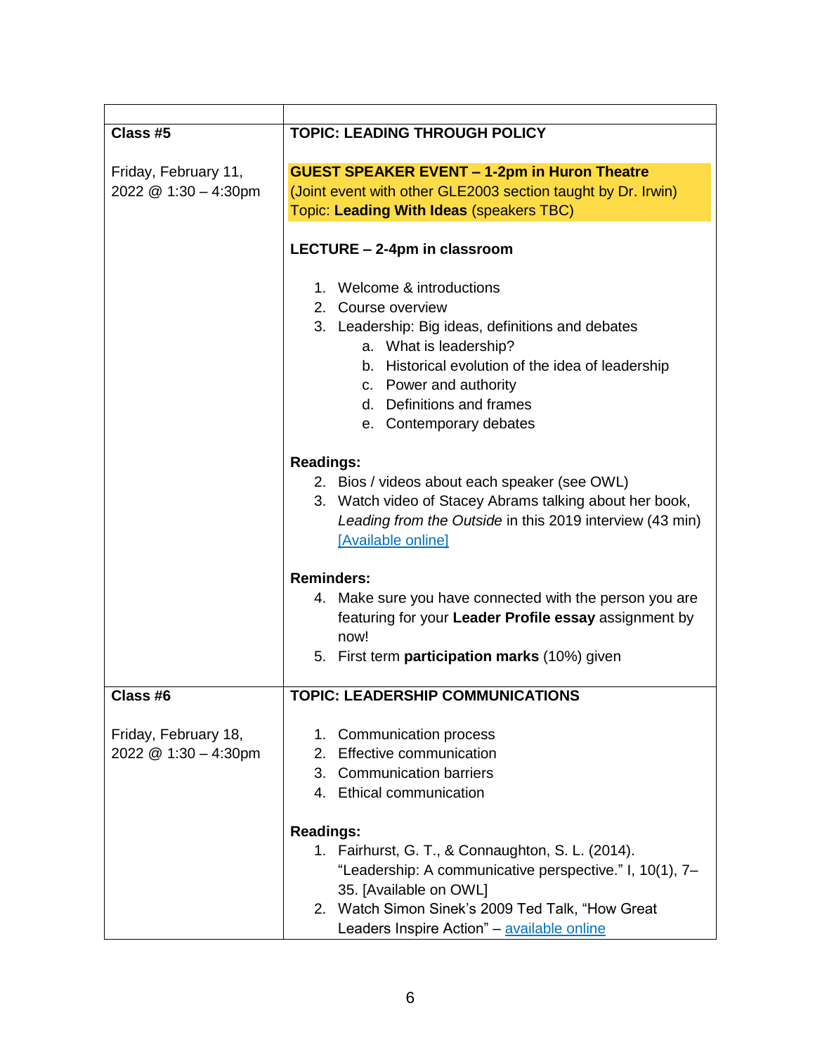| | |
|---|---|
| **Class #5**<br><br>Friday, February 11, 2022 @ 1:30 – 4:30pm | **TOPIC: LEADING THROUGH POLICY**<br><br>**GUEST SPEAKER EVENT – 1-2pm in Huron Theatre**<br>(Joint event with other GLE2003 section taught by Dr. Irwin)<br>Topic: **Leading With Ideas** (speakers TBC)<br><br>**LECTURE – 2-4pm in classroom**<br><br>1. Welcome & introductions<br>2. Course overview<br>3. Leadership: Big ideas, definitions and debates<br>&nbsp;&nbsp;&nbsp;&nbsp;a. What is leadership?<br>&nbsp;&nbsp;&nbsp;&nbsp;b. Historical evolution of the idea of leadership<br>&nbsp;&nbsp;&nbsp;&nbsp;c. Power and authority<br>&nbsp;&nbsp;&nbsp;&nbsp;d. Definitions and frames<br>&nbsp;&nbsp;&nbsp;&nbsp;e. Contemporary debates<br><br>**Readings:**<br>2. Bios / videos about each speaker (see OWL)<br>3. Watch video of Stacey Abrams talking about her book, *Leading from the Outside* in this 2019 interview (43 min) [Available online]<br><br>**Reminders:**<br>4. Make sure you have connected with the person you are featuring for your **Leader Profile essay** assignment by now!<br>5. First term **participation marks** (10%) given |
| **Class #6**<br><br>Friday, February 18, 2022 @ 1:30 – 4:30pm | **TOPIC: LEADERSHIP COMMUNICATIONS**<br><br>1. Communication process<br>2. Effective communication<br>3. Communication barriers<br>4. Ethical communication<br><br>**Readings:**<br>1. Fairhurst, G. T., & Connaughton, S. L. (2014). "Leadership: A communicative perspective." I, 10(1), 7–35. [Available on OWL]<br>2. Watch Simon Sinek's 2009 Ted Talk, "How Great Leaders Inspire Action" – available online |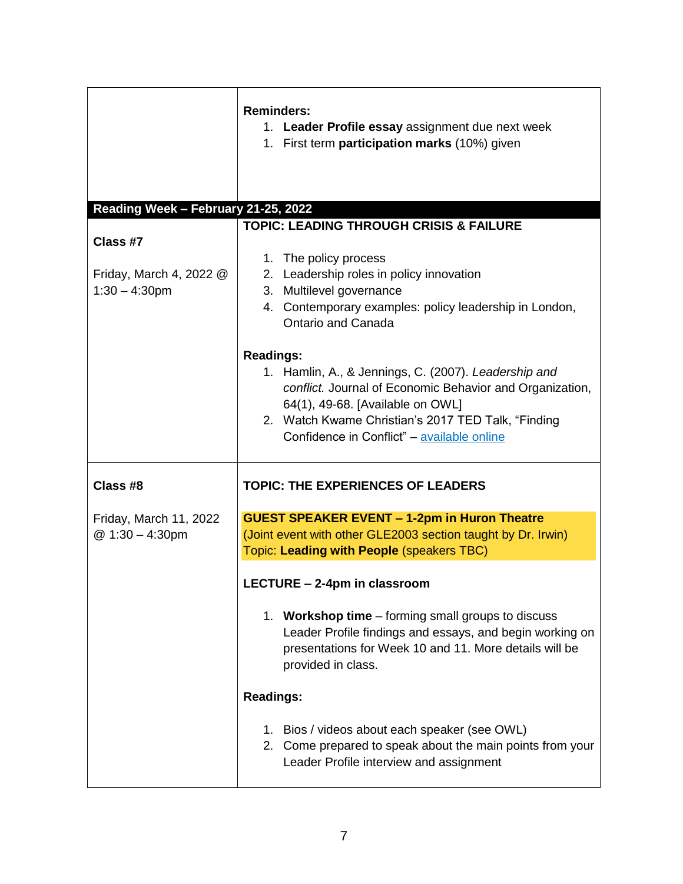| | |
|---|---|
| | **Reminders:**<br>1. **Leader Profile essay** assignment due next week<br>1. First term **participation marks** (10%) given |
| **Reading Week – February 21-25, 2022** | |
| **Class #7**<br><br>Friday, March 4, 2022 @ 1:30 – 4:30pm | **TOPIC: LEADING THROUGH CRISIS & FAILURE**<br><br>1. The policy process<br>2. Leadership roles in policy innovation<br>3. Multilevel governance<br>4. Contemporary examples: policy leadership in London, Ontario and Canada<br><br>**Readings:**<br>1. Hamlin, A., & Jennings, C. (2007). *Leadership and conflict.* Journal of Economic Behavior and Organization, 64(1), 49-68. [Available on OWL]<br>2. Watch Kwame Christian's 2017 TED Talk, "Finding Confidence in Conflict" – available online |
| **Class #8**<br><br>Friday, March 11, 2022 @ 1:30 – 4:30pm | **TOPIC: THE EXPERIENCES OF LEADERS**<br><br>**GUEST SPEAKER EVENT – 1-2pm in Huron Theatre**<br>(Joint event with other GLE2003 section taught by Dr. Irwin)<br>Topic: **Leading with People** (speakers TBC)<br><br>**LECTURE – 2-4pm in classroom**<br><br>1. **Workshop time** – forming small groups to discuss Leader Profile findings and essays, and begin working on presentations for Week 10 and 11. More details will be provided in class.<br><br>**Readings:**<br><br>1. Bios / videos about each speaker (see OWL)<br>2. Come prepared to speak about the main points from your Leader Profile interview and assignment |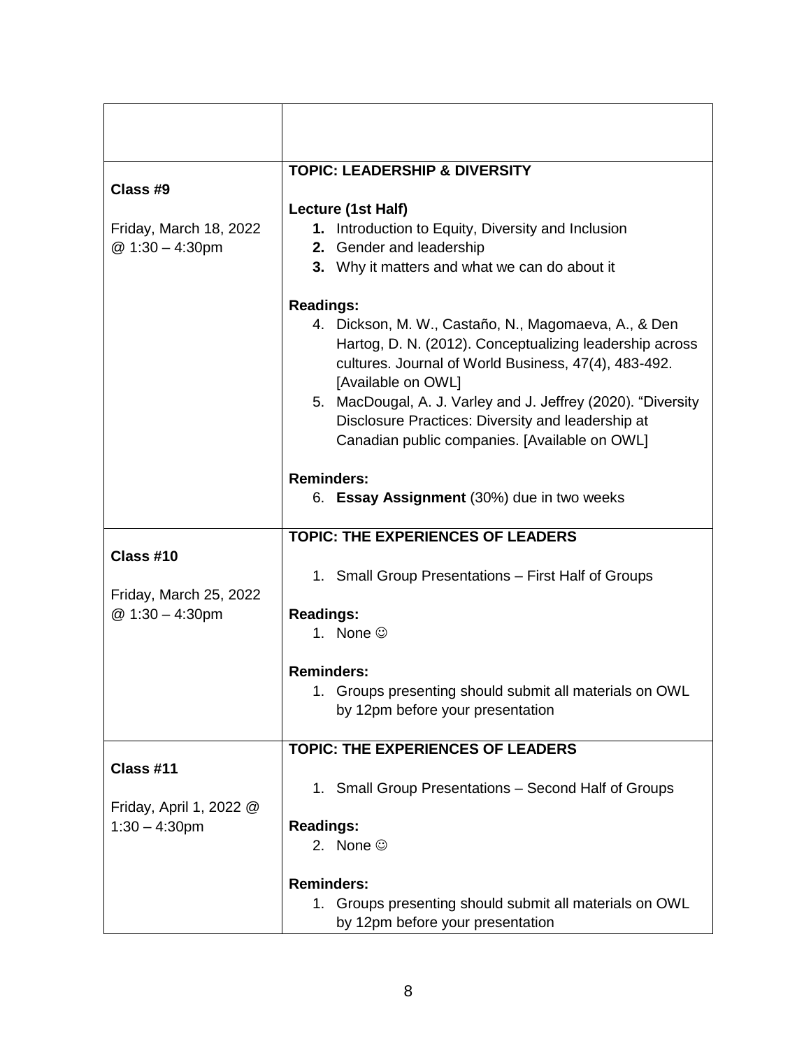| | |
|---|---|
| | |
| **Class #9**<br><br>Friday, March 18, 2022 @ 1:30 – 4:30pm | **TOPIC: LEADERSHIP & DIVERSITY**<br><br>**Lecture (1st Half)**<br>**1.** Introduction to Equity, Diversity and Inclusion<br>**2.** Gender and leadership<br>**3.** Why it matters and what we can do about it<br><br>**Readings:**<br>4. Dickson, M. W., Castaño, N., Magomaeva, A., & Den Hartog, D. N. (2012). Conceptualizing leadership across cultures. Journal of World Business, 47(4), 483-492. [Available on OWL]<br>5. MacDougal, A. J. Varley and J. Jeffrey (2020). "Diversity Disclosure Practices: Diversity and leadership at Canadian public companies. [Available on OWL]<br><br>**Reminders:**<br>6. **Essay Assignment** (30%) due in two weeks |
| **Class #10**<br><br>Friday, March 25, 2022 @ 1:30 – 4:30pm | **TOPIC: THE EXPERIENCES OF LEADERS**<br><br>1. Small Group Presentations – First Half of Groups<br><br>**Readings:**<br>1. None ☺<br><br>**Reminders:**<br>1. Groups presenting should submit all materials on OWL by 12pm before your presentation |
| **Class #11**<br><br>Friday, April 1, 2022 @ 1:30 – 4:30pm | **TOPIC: THE EXPERIENCES OF LEADERS**<br><br>1. Small Group Presentations – Second Half of Groups<br><br>**Readings:**<br>2. None ☺<br><br>**Reminders:**<br>1. Groups presenting should submit all materials on OWL by 12pm before your presentation |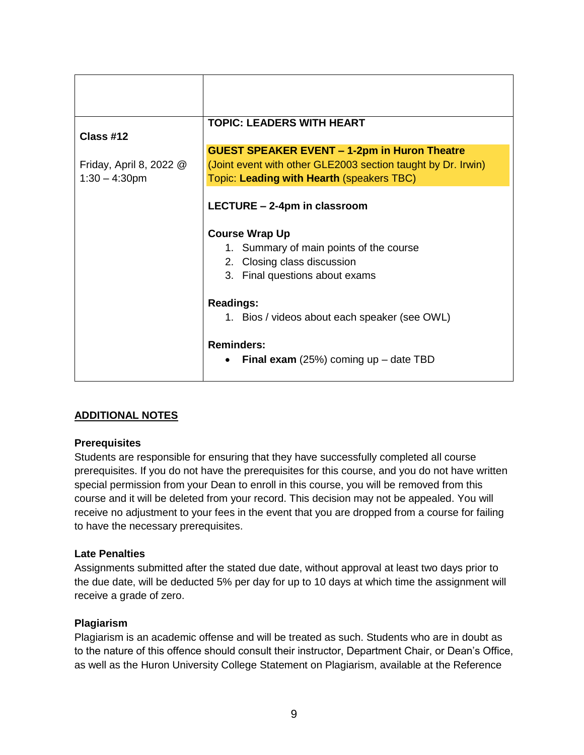| | |
|---|---|
| | |
| **Class #12**<br><br>Friday, April 8, 2022 @ 1:30 – 4:30pm | **TOPIC: LEADERS WITH HEART**<br><br>**GUEST SPEAKER EVENT – 1-2pm in Huron Theatre**<br>(Joint event with other GLE2003 section taught by Dr. Irwin)<br>Topic: **Leading with Hearth** (speakers TBC)<br><br>**LECTURE – 2-4pm in classroom**<br><br>**Course Wrap Up**<br>1. Summary of main points of the course<br>2. Closing class discussion<br>3. Final questions about exams<br><br>**Readings:**<br>1. Bios / videos about each speaker (see OWL)<br><br>**Reminders:**<br>• **Final exam** (25%) coming up – date TBD |

## ADDITIONAL NOTES

**Prerequisites**

Students are responsible for ensuring that they have successfully completed all course prerequisites. If you do not have the prerequisites for this course, and you do not have written special permission from your Dean to enroll in this course, you will be removed from this course and it will be deleted from your record. This decision may not be appealed. You will receive no adjustment to your fees in the event that you are dropped from a course for failing to have the necessary prerequisites.

**Late Penalties**

Assignments submitted after the stated due date, without approval at least two days prior to the due date, will be deducted 5% per day for up to 10 days at which time the assignment will receive a grade of zero.

**Plagiarism**

Plagiarism is an academic offense and will be treated as such. Students who are in doubt as to the nature of this offence should consult their instructor, Department Chair, or Dean's Office, as well as the Huron University College Statement on Plagiarism, available at the Reference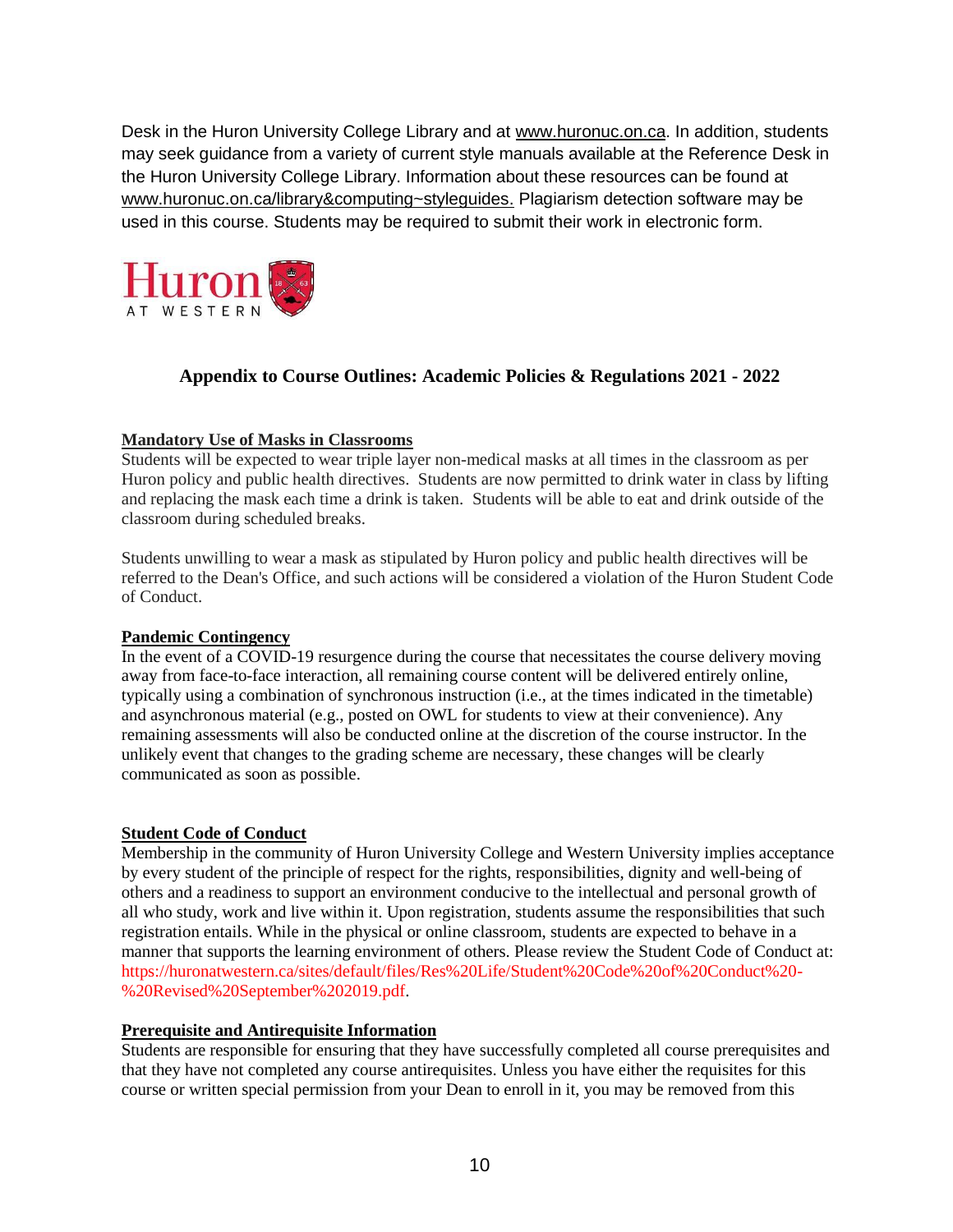Desk in the Huron University College Library and at www.huronuc.on.ca. In addition, students may seek guidance from a variety of current style manuals available at the Reference Desk in the Huron University College Library. Information about these resources can be found at www.huronuc.on.ca/library&computing~styleguides. Plagiarism detection software may be used in this course. Students may be required to submit their work in electronic form.

## Appendix to Course Outlines: Academic Policies & Regulations 2021 - 2022

**Mandatory Use of Masks in Classrooms**

Students will be expected to wear triple layer non-medical masks at all times in the classroom as per Huron policy and public health directives. Students are now permitted to drink water in class by lifting and replacing the mask each time a drink is taken. Students will be able to eat and drink outside of the classroom during scheduled breaks.

Students unwilling to wear a mask as stipulated by Huron policy and public health directives will be referred to the Dean's Office, and such actions will be considered a violation of the Huron Student Code of Conduct.

**Pandemic Contingency**

In the event of a COVID-19 resurgence during the course that necessitates the course delivery moving away from face-to-face interaction, all remaining course content will be delivered entirely online, typically using a combination of synchronous instruction (i.e., at the times indicated in the timetable) and asynchronous material (e.g., posted on OWL for students to view at their convenience). Any remaining assessments will also be conducted online at the discretion of the course instructor. In the unlikely event that changes to the grading scheme are necessary, these changes will be clearly communicated as soon as possible.

**Student Code of Conduct**

Membership in the community of Huron University College and Western University implies acceptance by every student of the principle of respect for the rights, responsibilities, dignity and well-being of others and a readiness to support an environment conducive to the intellectual and personal growth of all who study, work and live within it. Upon registration, students assume the responsibilities that such registration entails. While in the physical or online classroom, students are expected to behave in a manner that supports the learning environment of others. Please review the Student Code of Conduct at: https://huronatwestern.ca/sites/default/files/Res%20Life/Student%20Code%20of%20Conduct%20-%20Revised%20September%202019.pdf.

**Prerequisite and Antirequisite Information**

Students are responsible for ensuring that they have successfully completed all course prerequisites and that they have not completed any course antirequisites. Unless you have either the requisites for this course or written special permission from your Dean to enroll in it, you may be removed from this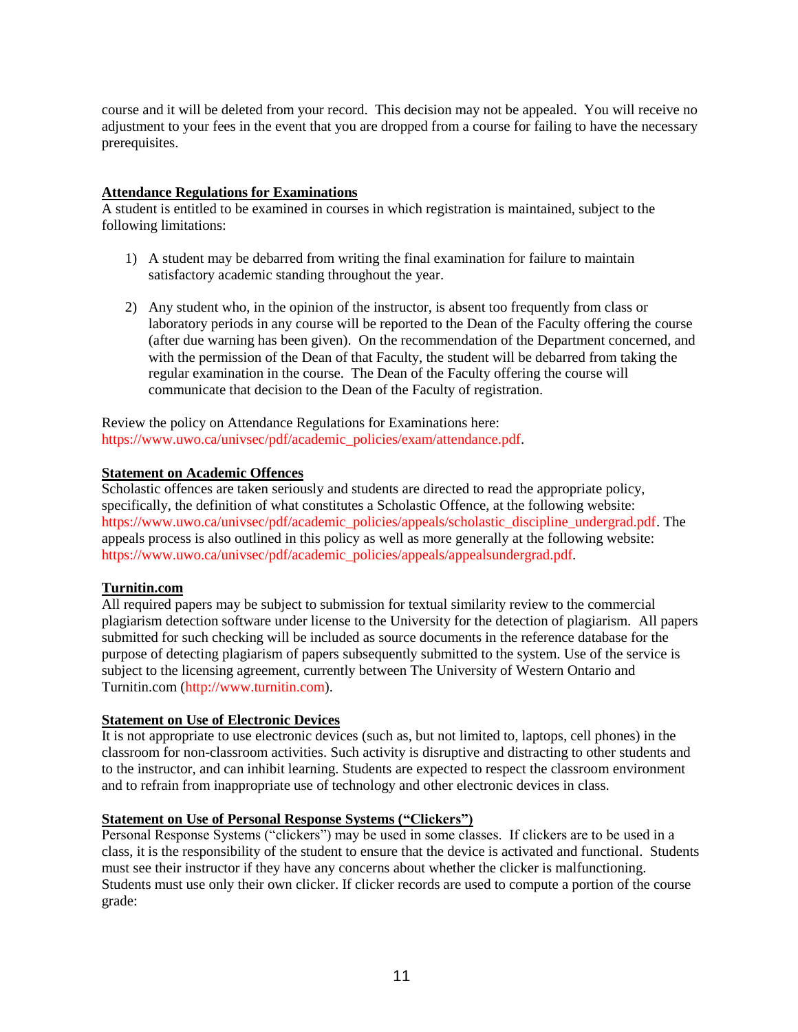course and it will be deleted from your record. This decision may not be appealed. You will receive no adjustment to your fees in the event that you are dropped from a course for failing to have the necessary prerequisites.

**Attendance Regulations for Examinations**

A student is entitled to be examined in courses in which registration is maintained, subject to the following limitations:

1) A student may be debarred from writing the final examination for failure to maintain satisfactory academic standing throughout the year.

2) Any student who, in the opinion of the instructor, is absent too frequently from class or laboratory periods in any course will be reported to the Dean of the Faculty offering the course (after due warning has been given). On the recommendation of the Department concerned, and with the permission of the Dean of that Faculty, the student will be debarred from taking the regular examination in the course. The Dean of the Faculty offering the course will communicate that decision to the Dean of the Faculty of registration.

Review the policy on Attendance Regulations for Examinations here: https://www.uwo.ca/univsec/pdf/academic_policies/exam/attendance.pdf.

**Statement on Academic Offences**

Scholastic offences are taken seriously and students are directed to read the appropriate policy, specifically, the definition of what constitutes a Scholastic Offence, at the following website: https://www.uwo.ca/univsec/pdf/academic_policies/appeals/scholastic_discipline_undergrad.pdf. The appeals process is also outlined in this policy as well as more generally at the following website: https://www.uwo.ca/univsec/pdf/academic_policies/appeals/appealsundergrad.pdf.

**Turnitin.com**

All required papers may be subject to submission for textual similarity review to the commercial plagiarism detection software under license to the University for the detection of plagiarism. All papers submitted for such checking will be included as source documents in the reference database for the purpose of detecting plagiarism of papers subsequently submitted to the system. Use of the service is subject to the licensing agreement, currently between The University of Western Ontario and Turnitin.com (http://www.turnitin.com).

**Statement on Use of Electronic Devices**

It is not appropriate to use electronic devices (such as, but not limited to, laptops, cell phones) in the classroom for non-classroom activities. Such activity is disruptive and distracting to other students and to the instructor, and can inhibit learning. Students are expected to respect the classroom environment and to refrain from inappropriate use of technology and other electronic devices in class.

**Statement on Use of Personal Response Systems ("Clickers")**

Personal Response Systems ("clickers") may be used in some classes. If clickers are to be used in a class, it is the responsibility of the student to ensure that the device is activated and functional. Students must see their instructor if they have any concerns about whether the clicker is malfunctioning. Students must use only their own clicker. If clicker records are used to compute a portion of the course grade: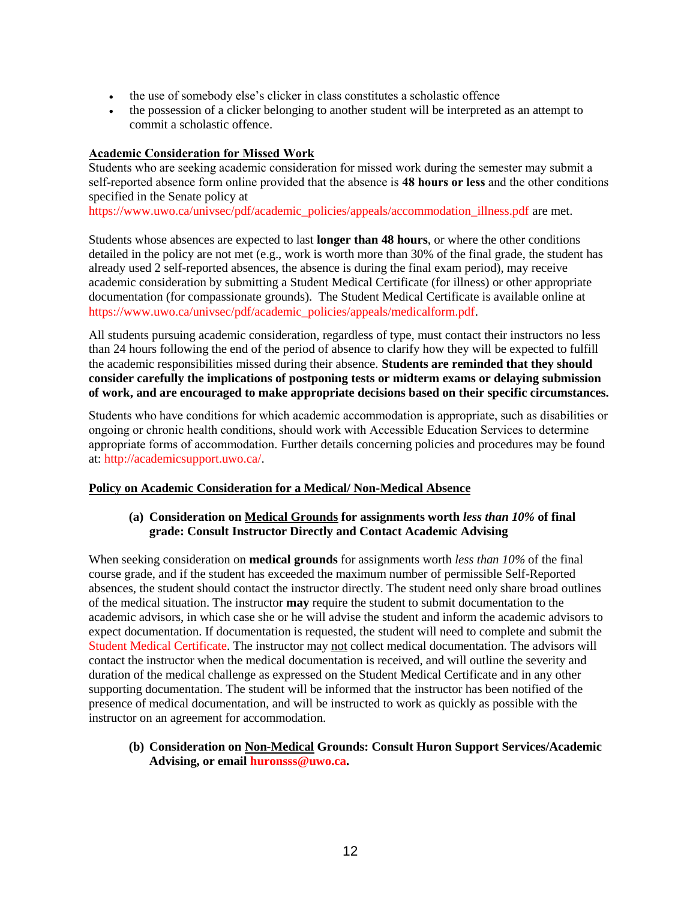- the use of somebody else's clicker in class constitutes a scholastic offence
- the possession of a clicker belonging to another student will be interpreted as an attempt to commit a scholastic offence.

**Academic Consideration for Missed Work**

Students who are seeking academic consideration for missed work during the semester may submit a self-reported absence form online provided that the absence is **48 hours or less** and the other conditions specified in the Senate policy at https://www.uwo.ca/univsec/pdf/academic_policies/appeals/accommodation_illness.pdf are met.

Students whose absences are expected to last **longer than 48 hours**, or where the other conditions detailed in the policy are not met (e.g., work is worth more than 30% of the final grade, the student has already used 2 self-reported absences, the absence is during the final exam period), may receive academic consideration by submitting a Student Medical Certificate (for illness) or other appropriate documentation (for compassionate grounds). The Student Medical Certificate is available online at https://www.uwo.ca/univsec/pdf/academic_policies/appeals/medicalform.pdf.

All students pursuing academic consideration, regardless of type, must contact their instructors no less than 24 hours following the end of the period of absence to clarify how they will be expected to fulfill the academic responsibilities missed during their absence. **Students are reminded that they should consider carefully the implications of postponing tests or midterm exams or delaying submission of work, and are encouraged to make appropriate decisions based on their specific circumstances.**

Students who have conditions for which academic accommodation is appropriate, such as disabilities or ongoing or chronic health conditions, should work with Accessible Education Services to determine appropriate forms of accommodation. Further details concerning policies and procedures may be found at: http://academicsupport.uwo.ca/.

**Policy on Academic Consideration for a Medical/ Non-Medical Absence**

**(a) Consideration on Medical Grounds for assignments worth *less than 10%* of final grade: Consult Instructor Directly and Contact Academic Advising**

When seeking consideration on **medical grounds** for assignments worth *less than 10%* of the final course grade, and if the student has exceeded the maximum number of permissible Self-Reported absences, the student should contact the instructor directly. The student need only share broad outlines of the medical situation. The instructor **may** require the student to submit documentation to the academic advisors, in which case she or he will advise the student and inform the academic advisors to expect documentation. If documentation is requested, the student will need to complete and submit the Student Medical Certificate. The instructor may not collect medical documentation. The advisors will contact the instructor when the medical documentation is received, and will outline the severity and duration of the medical challenge as expressed on the Student Medical Certificate and in any other supporting documentation. The student will be informed that the instructor has been notified of the presence of medical documentation, and will be instructed to work as quickly as possible with the instructor on an agreement for accommodation.

**(b) Consideration on Non-Medical Grounds: Consult Huron Support Services/Academic Advising, or email huronsss@uwo.ca.**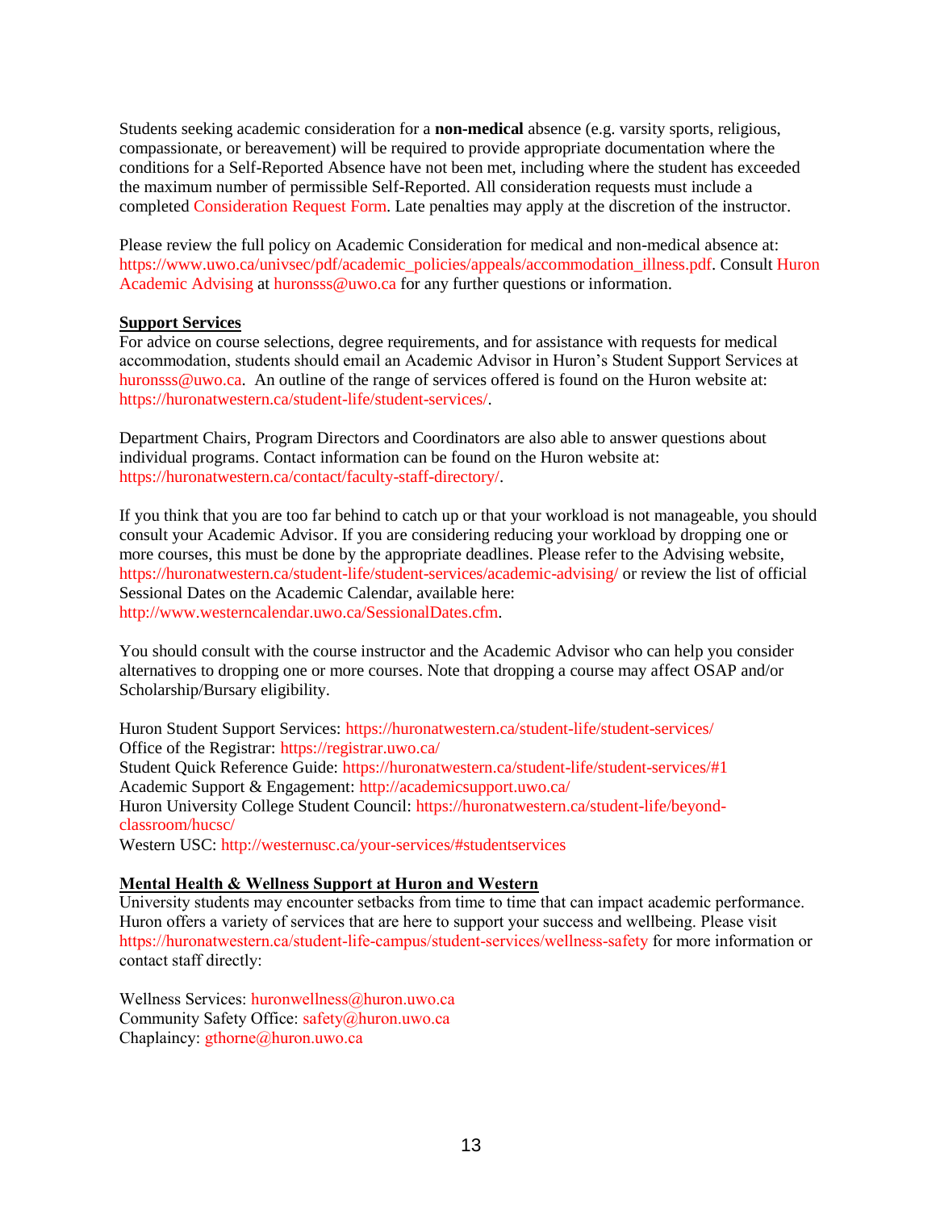Students seeking academic consideration for a **non-medical** absence (e.g. varsity sports, religious, compassionate, or bereavement) will be required to provide appropriate documentation where the conditions for a Self-Reported Absence have not been met, including where the student has exceeded the maximum number of permissible Self-Reported. All consideration requests must include a completed Consideration Request Form. Late penalties may apply at the discretion of the instructor.

Please review the full policy on Academic Consideration for medical and non-medical absence at: https://www.uwo.ca/univsec/pdf/academic_policies/appeals/accommodation_illness.pdf. Consult Huron Academic Advising at huronsss@uwo.ca for any further questions or information.

**Support Services**

For advice on course selections, degree requirements, and for assistance with requests for medical accommodation, students should email an Academic Advisor in Huron's Student Support Services at huronsss@uwo.ca. An outline of the range of services offered is found on the Huron website at: https://huronatwestern.ca/student-life/student-services/.

Department Chairs, Program Directors and Coordinators are also able to answer questions about individual programs. Contact information can be found on the Huron website at: https://huronatwestern.ca/contact/faculty-staff-directory/.

If you think that you are too far behind to catch up or that your workload is not manageable, you should consult your Academic Advisor. If you are considering reducing your workload by dropping one or more courses, this must be done by the appropriate deadlines. Please refer to the Advising website, https://huronatwestern.ca/student-life/student-services/academic-advising/ or review the list of official Sessional Dates on the Academic Calendar, available here: http://www.westerncalendar.uwo.ca/SessionalDates.cfm.

You should consult with the course instructor and the Academic Advisor who can help you consider alternatives to dropping one or more courses. Note that dropping a course may affect OSAP and/or Scholarship/Bursary eligibility.

Huron Student Support Services: https://huronatwestern.ca/student-life/student-services/
Office of the Registrar: https://registrar.uwo.ca/
Student Quick Reference Guide: https://huronatwestern.ca/student-life/student-services/#1
Academic Support & Engagement: http://academicsupport.uwo.ca/
Huron University College Student Council: https://huronatwestern.ca/student-life/beyond-classroom/hucsc/
Western USC: http://westernusc.ca/your-services/#studentservices

**Mental Health & Wellness Support at Huron and Western**

University students may encounter setbacks from time to time that can impact academic performance. Huron offers a variety of services that are here to support your success and wellbeing. Please visit https://huronatwestern.ca/student-life-campus/student-services/wellness-safety for more information or contact staff directly:

Wellness Services: huronwellness@huron.uwo.ca
Community Safety Office: safety@huron.uwo.ca
Chaplaincy: gthorne@huron.uwo.ca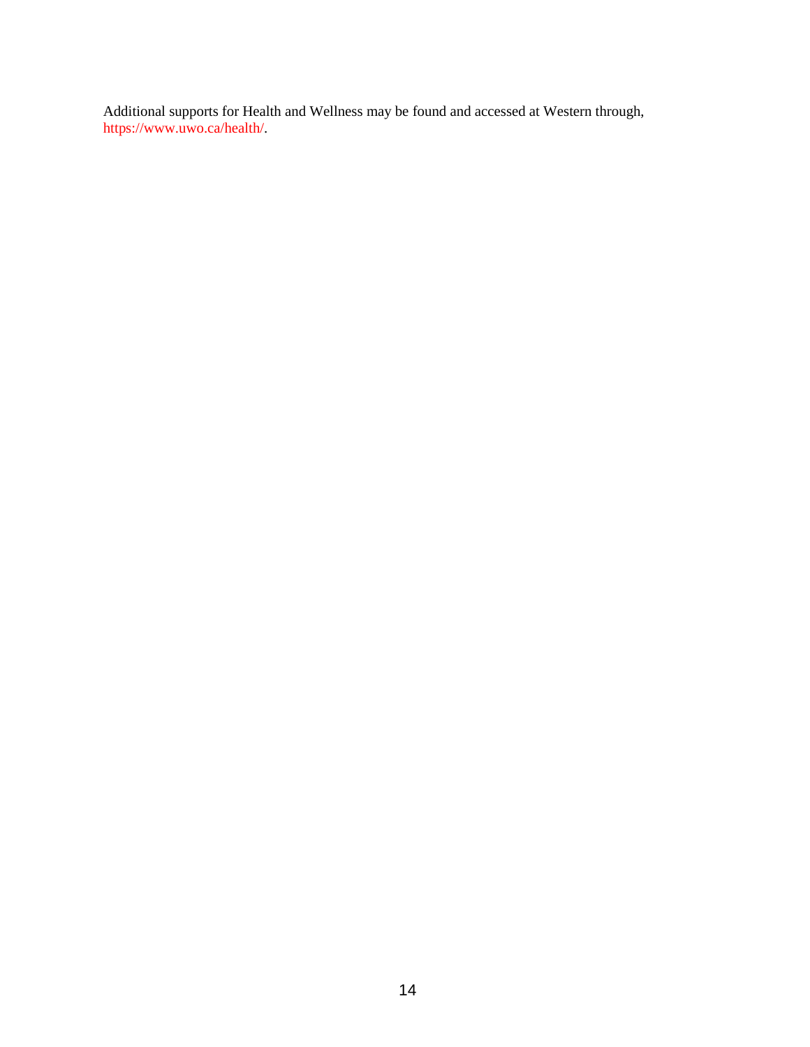Additional supports for Health and Wellness may be found and accessed at Western through, https://www.uwo.ca/health/.